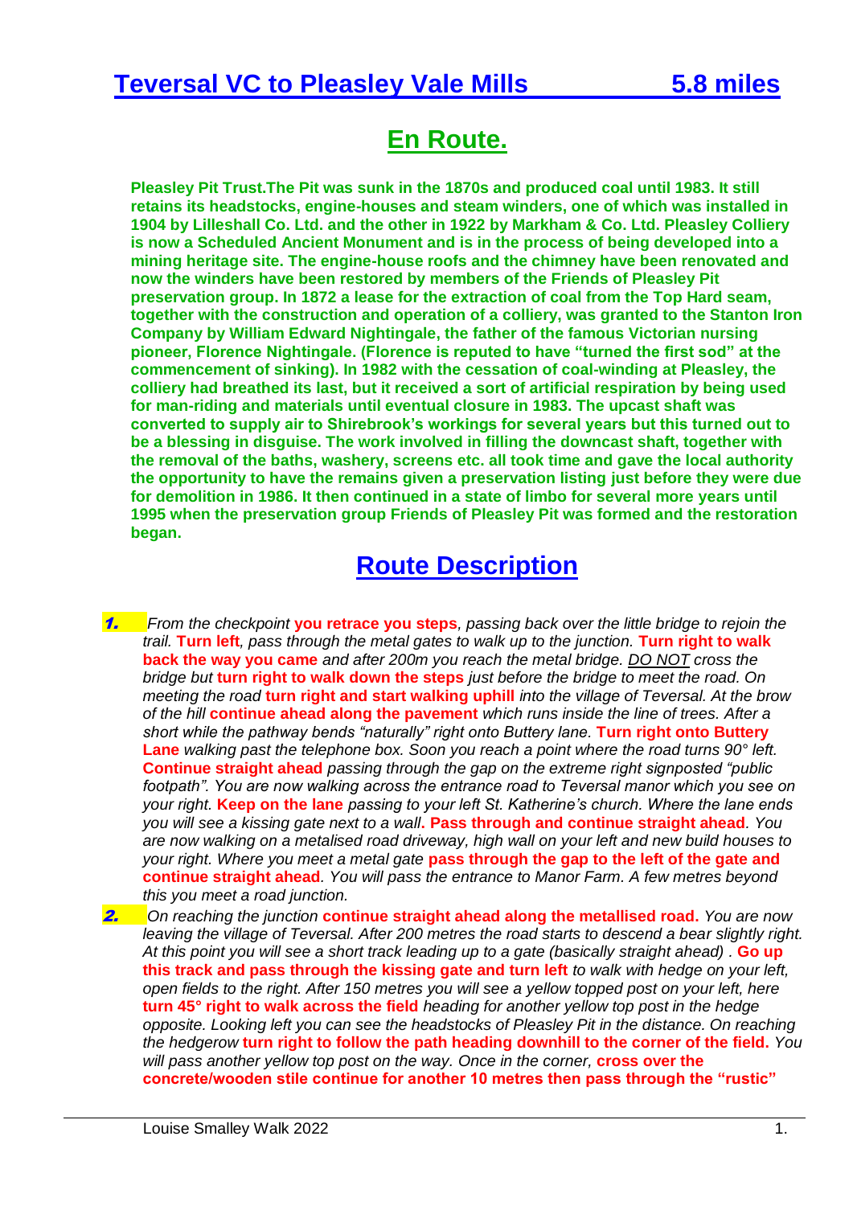# Teversal VC to Pleasley Vale Mills 5.8 miles

## En Route.

**Pleasley Pit Trust.The Pit was sunk in the 1870s and produced coal until 1983. It still retains its headstocks, engine-houses and steam winders, one of which was installed in 1904 by Lilleshall Co. Ltd. and the other in 1922 by Markham & Co. Ltd. Pleasley Colliery is now a Scheduled Ancient Monument and is in the process of being developed into a mining heritage site. The engine-house roofs and the chimney have been renovated and now the winders have been restored by members of the Friends of Pleasley Pit preservation group. In 1872 a lease for the extraction of coal from the Top Hard seam, together with the construction and operation of a colliery, was granted to the Stanton Iron Company by William Edward Nightingale, the father of the famous Victorian nursing pioneer, Florence Nightingale. (Florence is reputed to have "turned the first sod" at the commencement of sinking). In 1982 with the cessation of coal-winding at Pleasley, the colliery had breathed its last, but it received a sort of artificial respiration by being used for man-riding and materials until eventual closure in 1983. The upcast shaft was converted to supply air to Shirebrook's workings for several years but this turned out to be a blessing in disguise. The work involved in filling the downcast shaft, together with the removal of the baths, washery, screens etc. all took time and gave the local authority the opportunity to have the remains given a preservation listing just before they were due for demolition in 1986. It then continued in a state of limbo for several more years until 1995 when the preservation group Friends of Pleasley Pit was formed and the restoration began.**

## Route Description

1. *From the checkpoint* **you retrace you steps**, *passing back over the little bridge to rejoin the trail.* **Turn left**, *pass through the metal gates to walk up to the junction.* **Turn right to walk back the way you came** *and after 200m you reach the metal bridge.* *DO NOT cross the bridge but* **turn right to walk down the steps** *just before the bridge to meet the road. On meeting the road* **turn right and start walking uphill** *into the village of Teversal. At the brow of the hill* **continue ahead along the pavement** *which runs inside the line of trees. After a short while the pathway bends "naturally" right onto Buttery lane.* **Turn right onto Buttery Lane** *walking past the telephone box. Soon you reach a point where the road turns 90° left.* **Continue straight ahead** *passing through the gap on the extreme right signposted "public footpath". You are now walking across the entrance road to Teversal manor which you see on your right.* **Keep on the lane** *passing to your left St. Katherine's church. Where the lane ends you will see a kissing gate next to a wall*. **Pass through and continue straight ahead**. *You are now walking on a metalised road driveway, high wall on your left and new build houses to your right. Where you meet a metal gate* **pass through the gap to the left of the gate and continue straight ahead**. *You will pass the entrance to Manor Farm. A few metres beyond this you meet a road junction.*
2. *On reaching the junction* **continue straight ahead along the metallised road.** *You are now leaving the village of Teversal. After 200 metres the road starts to descend a bear slightly right. At this point you will see a short track leading up to a gate (basically straight ahead) .* **Go up this track and pass through the kissing gate and turn left** *to walk with hedge on your left, open fields to the right. After 150 metres you will see a yellow topped post on your left, here* **turn 45° right to walk across the field** *heading for another yellow top post in the hedge opposite. Looking left you can see the headstocks of Pleasley Pit in the distance. On reaching the hedgerow* **turn right to follow the path heading downhill to the corner of the field.** *You will pass another yellow top post on the way. Once in the corner,* **cross over the concrete/wooden stile continue for another 10 metres then pass through the "rustic"**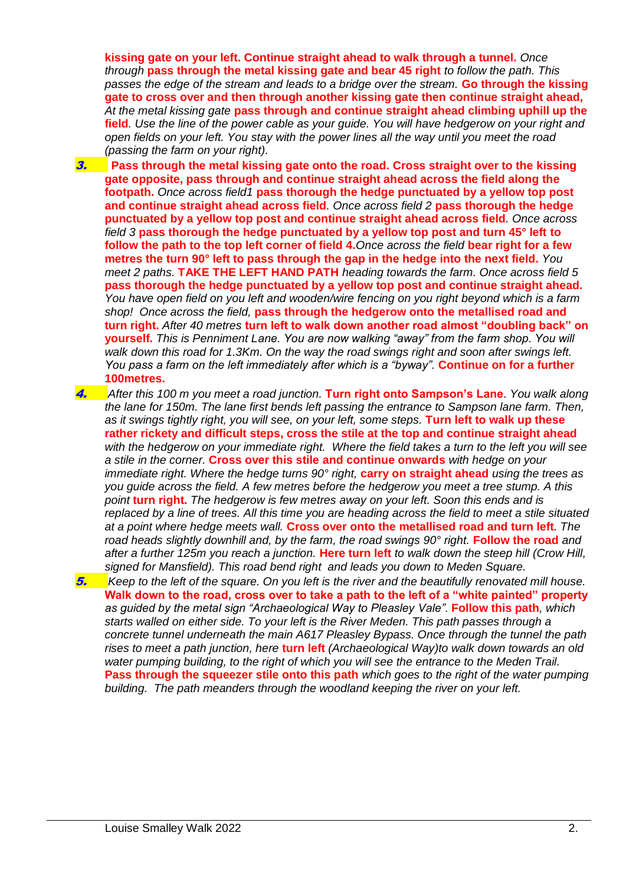**kissing gate on your left. Continue straight ahead to walk through a tunnel.** *Once through* **pass through the metal kissing gate and bear 45 right** *to follow the path. This passes the edge of the stream and leads to a bridge over the stream.* **Go through the kissing gate to cross over and then through another kissing gate then continue straight ahead,** *At the metal kissing gate* **pass through and continue straight ahead climbing uphill up the field***. Use the line of the power cable as your guide. You will have hedgerow on your right and open fields on your left. You stay with the power lines all the way until you meet the road (passing the farm on your right).*

***3.*** **Pass through the metal kissing gate onto the road. Cross straight over to the kissing gate opposite, pass through and continue straight ahead across the field along the footpath.** *Once across field1* **pass thorough the hedge punctuated by a yellow top post and continue straight ahead across field***. Once across field 2* **pass thorough the hedge punctuated by a yellow top post and continue straight ahead across field***. Once across field 3* **pass thorough the hedge punctuated by a yellow top post and turn 45° left to follow the path to the top left corner of field 4.***Once across the field* **bear right for a few metres the turn 90° left to pass through the gap in the hedge into the next field.** *You meet 2 paths.* **TAKE THE LEFT HAND PATH** *heading towards the farm. Once across field 5* **pass thorough the hedge punctuated by a yellow top post and continue straight ahead.** *You have open field on you left and wooden/wire fencing on you right beyond which is a farm shop! Once across the field,* **pass through the hedgerow onto the metallised road and turn right.** *After 40 metres* **turn left to walk down another road almost "doubling back" on yourself.** *This is Penniment Lane. You are now walking "away" from the farm shop. You will walk down this road for 1.3Km. On the way the road swings right and soon after swings left. You pass a farm on the left immediately after which is a "byway".* **Continue on for a further 100metres.**

***4.*** *After this 100 m you meet a road junction.* **Turn right onto Sampson's Lane***. You walk along the lane for 150m. The lane first bends left passing the entrance to Sampson lane farm. Then, as it swings tightly right, you will see, on your left, some steps.* **Turn left to walk up these rather rickety and difficult steps, cross the stile at the top and continue straight ahead** *with the hedgerow on your immediate right. Where the field takes a turn to the left you will see a stile in the corner.* **Cross over this stile and continue onwards** *with hedge on your immediate right. Where the hedge turns 90° right,* **carry on straight ahead** *using the trees as you guide across the field. A few metres before the hedgerow you meet a tree stump. A this point* **turn right.** *The hedgerow is few metres away on your left. Soon this ends and is replaced by a line of trees. All this time you are heading across the field to meet a stile situated at a point where hedge meets wall.* **Cross over onto the metallised road and turn left***. The road heads slightly downhill and, by the farm, the road swings 90° right.* **Follow the road** *and after a further 125m you reach a junction.* **Here turn left** *to walk down the steep hill (Crow Hill, signed for Mansfield). This road bend right and leads you down to Meden Square.*

***5.*** *Keep to the left of the square. On you left is the river and the beautifully renovated mill house.* **Walk down to the road, cross over to take a path to the left of a "white painted" property** *as guided by the metal sign "Archaeological Way to Pleasley Vale".* **Follow this path***, which starts walled on either side. To your left is the River Meden. This path passes through a concrete tunnel underneath the main A617 Pleasley Bypass. Once through the tunnel the path rises to meet a path junction, here* **turn left** *(Archaeological Way)to walk down towards an old water pumping building, to the right of which you will see the entrance to the Meden Trail.* **Pass through the squeezer stile onto this path** *which goes to the right of the water pumping building. The path meanders through the woodland keeping the river on your left.*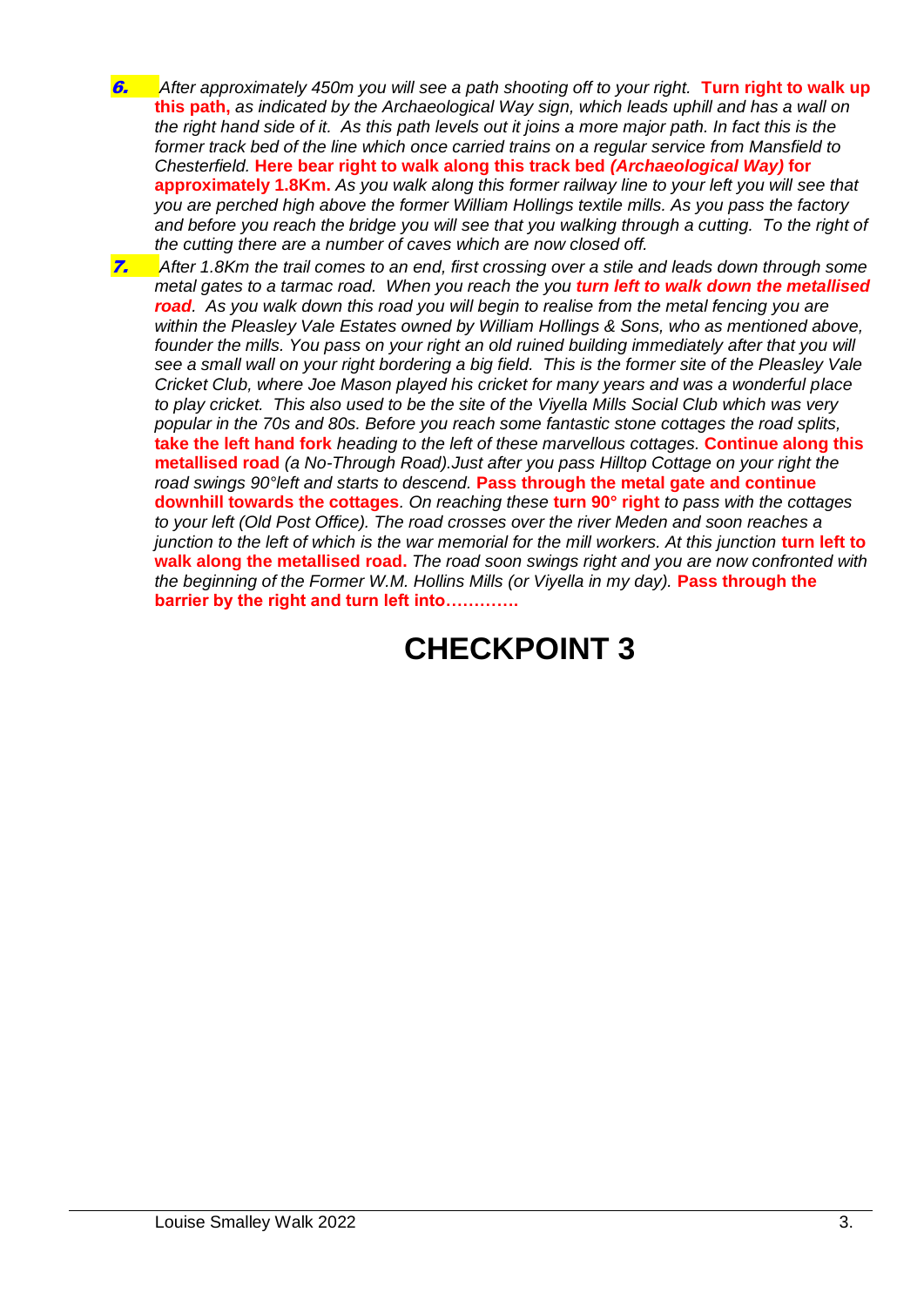6. *After approximately 450m you will see a path shooting off to your right.* **Turn right to walk up this path,** *as indicated by the Archaeological Way sign, which leads uphill and has a wall on the right hand side of it. As this path levels out it joins a more major path. In fact this is the former track bed of the line which once carried trains on a regular service from Mansfield to Chesterfield.* **Here bear right to walk along this track bed *(Archaeological Way)* for approximately 1.8Km.** *As you walk along this former railway line to your left you will see that you are perched high above the former William Hollings textile mills. As you pass the factory and before you reach the bridge you will see that you walking through a cutting. To the right of the cutting there are a number of caves which are now closed off.*

7. *After 1.8Km the trail comes to an end, first crossing over a stile and leads down through some metal gates to a tarmac road. When you reach the you* ***turn left to walk down the metallised road****. As you walk down this road you will begin to realise from the metal fencing you are within the Pleasley Vale Estates owned by William Hollings & Sons, who as mentioned above, founder the mills. You pass on your right an old ruined building immediately after that you will see a small wall on your right bordering a big field. This is the former site of the Pleasley Vale Cricket Club, where Joe Mason played his cricket for many years and was a wonderful place to play cricket. This also used to be the site of the Viyella Mills Social Club which was very popular in the 70s and 80s. Before you reach some fantastic stone cottages the road splits,* **take the left hand fork** *heading to the left of these marvellous cottages.* **Continue along this metallised road** *(a No-Through Road).Just after you pass Hilltop Cottage on your right the road swings 90°left and starts to descend.* **Pass through the metal gate and continue downhill towards the cottages***. On reaching these* **turn 90° right** *to pass with the cottages to your left (Old Post Office). The road crosses over the river Meden and soon reaches a junction to the left of which is the war memorial for the mill workers. At this junction* **turn left to walk along the metallised road.** *The road soon swings right and you are now confronted with the beginning of the Former W.M. Hollins Mills (or Viyella in my day).* **Pass through the barrier by the right and turn left into………….**

# CHECKPOINT 3